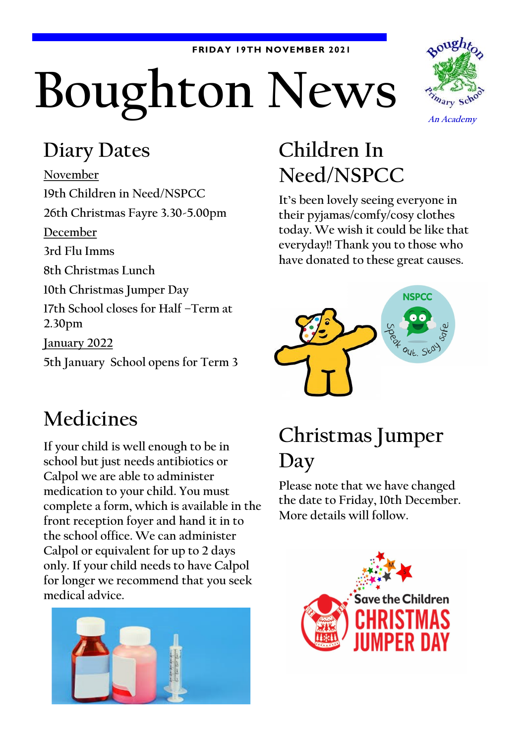FRIDAY 19TH NOVEMBER 2021

# Boughton News

Boughton Primary School

*An Academy*

## Diary Dates

November

19th Children in Need/NSPCC

26th Christmas Fayre 3.30-5.00pm

December

3rd Flu Imms

8th Christmas Lunch

10th Christmas Jumper Day

17th School closes for Half –Term at 2.30pm

January 2022

5th January School opens for Term 3

## Children In Need/NSPCC

It's been lovely seeing everyone in their pyjamas/comfy/cosy clothes today. We wish it could be like that everyday!! Thank you to those who have donated to these great causes.

## Medicines

If your child is well enough to be in school but just needs antibiotics or Calpol we are able to administer medication to your child. You must complete a form, which is available in the front reception foyer and hand it in to the school office. We can administer Calpol or equivalent for up to 2 days only. If your child needs to have Calpol for longer we recommend that you seek medical advice.

## Christmas Jumper Day

Please note that we have changed the date to Friday, 10th December. More details will follow.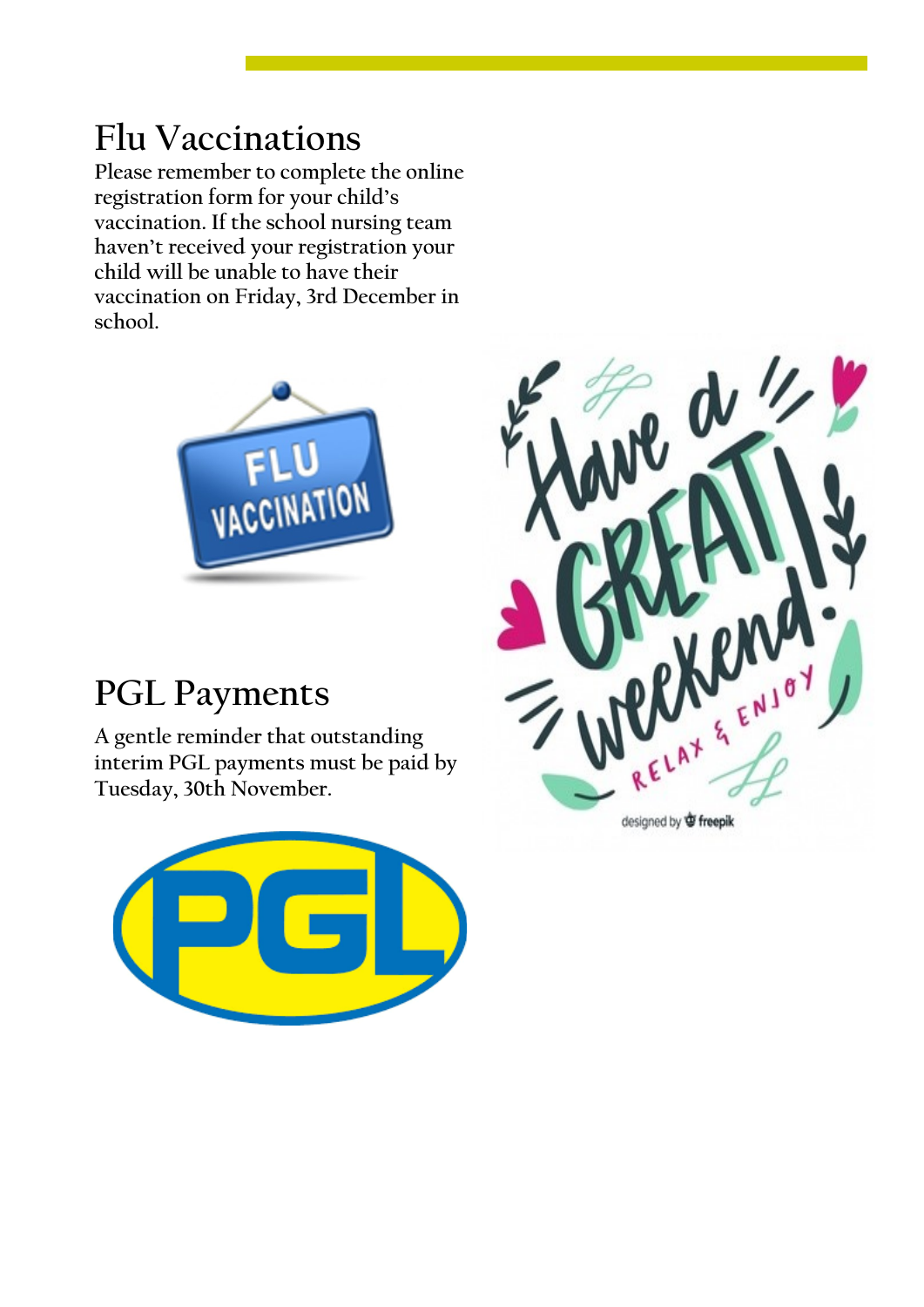## Flu Vaccinations

Please remember to complete the online registration form for your child's vaccination. If the school nursing team haven't received your registration your child will be unable to have their vaccination on Friday, 3rd December in school.

## PGL Payments

A gentle reminder that outstanding interim PGL payments must be paid by Tuesday, 30th November.